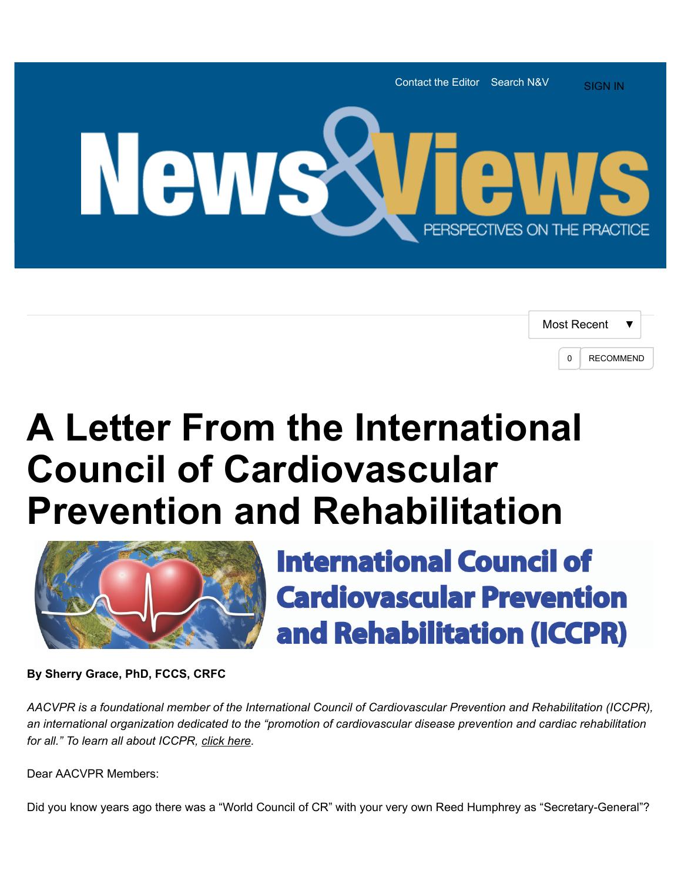Contact the Editor Search N&V SIGN IN

News&Views

PERSPECTIVES ON THE PRACTICE

Most Recent ▼

0 RECOMMEND

# A Letter From the International Council of Cardiovascular Prevention and Rehabilitation

International Council of Cardiovascular Prevention and Rehabilitation (ICCPR)

**By Sherry Grace, PhD, FCCS, CRFC**

*AACVPR is a foundational member of the International Council of Cardiovascular Prevention and Rehabilitation (ICCPR), an international organization dedicated to the "promotion of cardiovascular disease prevention and cardiac rehabilitation for all." To learn all about ICCPR, click here.*

Dear AACVPR Members:

Did you know years ago there was a "World Council of CR" with your very own Reed Humphrey as "Secretary-General"?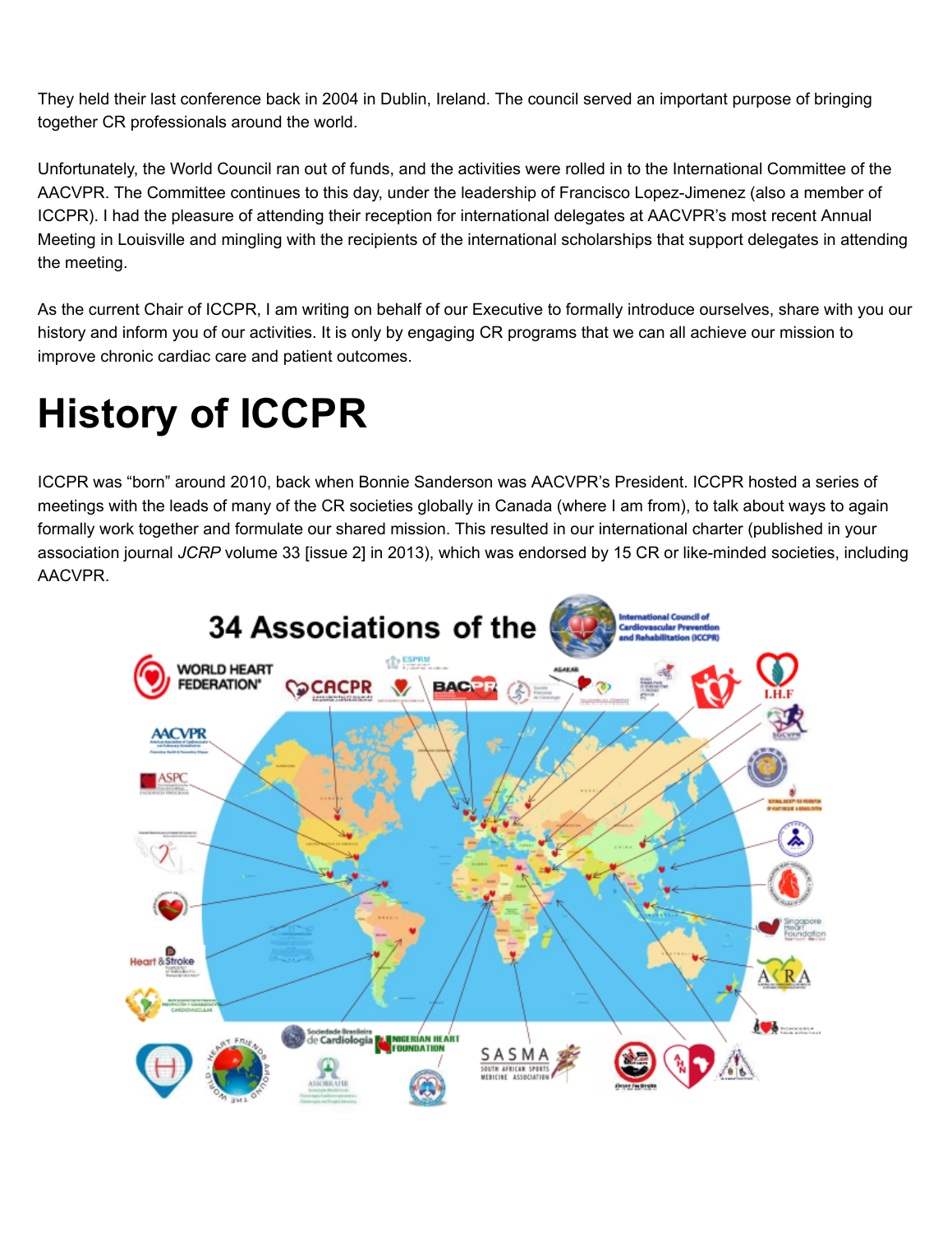They held their last conference back in 2004 in Dublin, Ireland. The council served an important purpose of bringing together CR professionals around the world.

Unfortunately, the World Council ran out of funds, and the activities were rolled in to the International Committee of the AACVPR. The Committee continues to this day, under the leadership of Francisco Lopez-Jimenez (also a member of ICCPR). I had the pleasure of attending their reception for international delegates at AACVPR's most recent Annual Meeting in Louisville and mingling with the recipients of the international scholarships that support delegates in attending the meeting.

As the current Chair of ICCPR, I am writing on behalf of our Executive to formally introduce ourselves, share with you our history and inform you of our activities. It is only by engaging CR programs that we can all achieve our mission to improve chronic cardiac care and patient outcomes.

# History of ICCPR

ICCPR was "born" around 2010, back when Bonnie Sanderson was AACVPR's President. ICCPR hosted a series of meetings with the leads of many of the CR societies globally in Canada (where I am from), to talk about ways to again formally work together and formulate our shared mission. This resulted in our international charter (published in your association journal *JCRP* volume 33 [issue 2] in 2013), which was endorsed by 15 CR or like-minded societies, including AACVPR.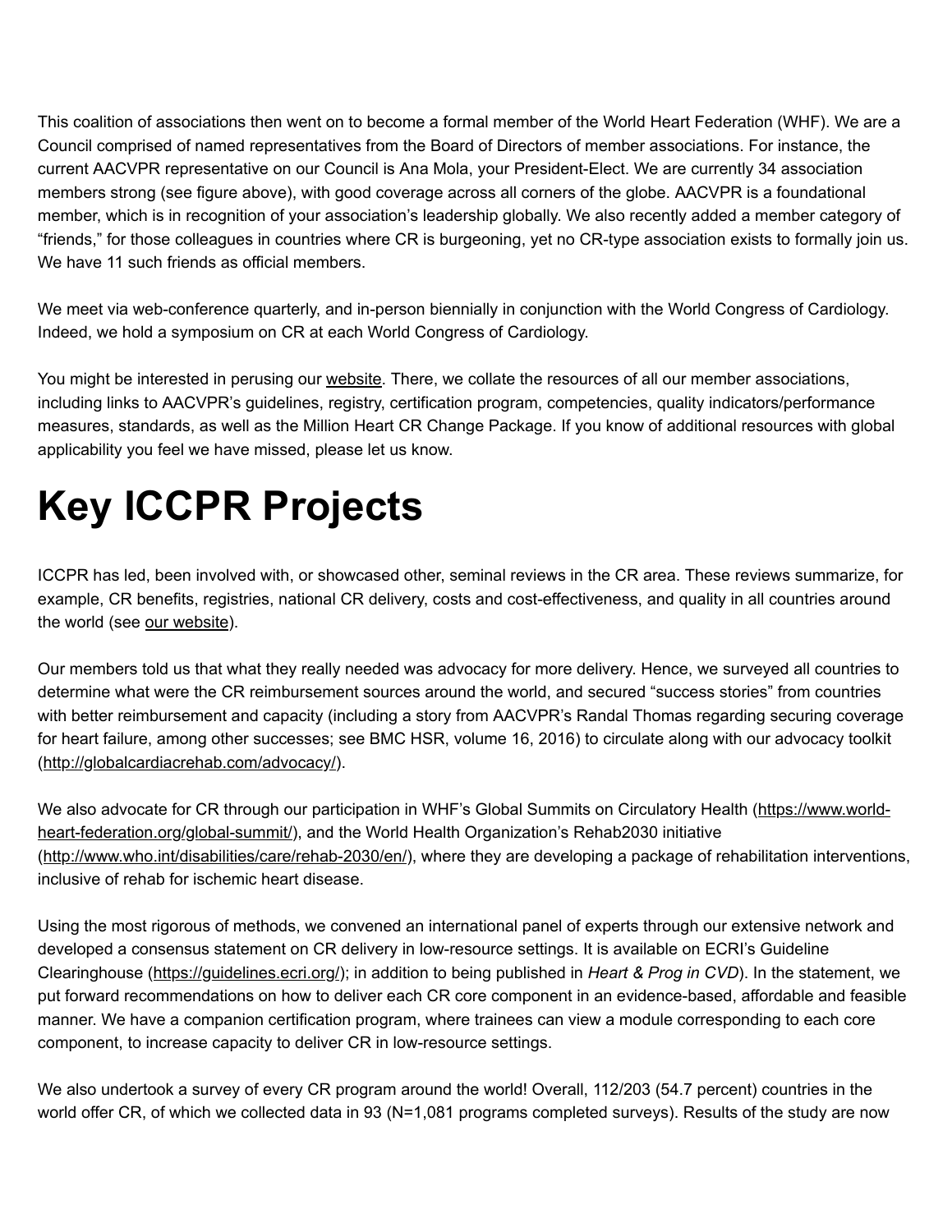This coalition of associations then went on to become a formal member of the World Heart Federation (WHF). We are a Council comprised of named representatives from the Board of Directors of member associations. For instance, the current AACVPR representative on our Council is Ana Mola, your President-Elect. We are currently 34 association members strong (see figure above), with good coverage across all corners of the globe. AACVPR is a foundational member, which is in recognition of your association's leadership globally. We also recently added a member category of "friends," for those colleagues in countries where CR is burgeoning, yet no CR-type association exists to formally join us. We have 11 such friends as official members.

We meet via web-conference quarterly, and in-person biennially in conjunction with the World Congress of Cardiology. Indeed, we hold a symposium on CR at each World Congress of Cardiology.

You might be interested in perusing our website. There, we collate the resources of all our member associations, including links to AACVPR's guidelines, registry, certification program, competencies, quality indicators/performance measures, standards, as well as the Million Heart CR Change Package. If you know of additional resources with global applicability you feel we have missed, please let us know.

# Key ICCPR Projects

ICCPR has led, been involved with, or showcased other, seminal reviews in the CR area. These reviews summarize, for example, CR benefits, registries, national CR delivery, costs and cost-effectiveness, and quality in all countries around the world (see our website).

Our members told us that what they really needed was advocacy for more delivery. Hence, we surveyed all countries to determine what were the CR reimbursement sources around the world, and secured "success stories" from countries with better reimbursement and capacity (including a story from AACVPR's Randal Thomas regarding securing coverage for heart failure, among other successes; see BMC HSR, volume 16, 2016) to circulate along with our advocacy toolkit (http://globalcardiacrehab.com/advocacy/).

We also advocate for CR through our participation in WHF's Global Summits on Circulatory Health (https://www.world-heart-federation.org/global-summit/), and the World Health Organization's Rehab2030 initiative (http://www.who.int/disabilities/care/rehab-2030/en/), where they are developing a package of rehabilitation interventions, inclusive of rehab for ischemic heart disease.

Using the most rigorous of methods, we convened an international panel of experts through our extensive network and developed a consensus statement on CR delivery in low-resource settings. It is available on ECRI's Guideline Clearinghouse (https://guidelines.ecri.org/); in addition to being published in *Heart & Prog in CVD*). In the statement, we put forward recommendations on how to deliver each CR core component in an evidence-based, affordable and feasible manner. We have a companion certification program, where trainees can view a module corresponding to each core component, to increase capacity to deliver CR in low-resource settings.

We also undertook a survey of every CR program around the world! Overall, 112/203 (54.7 percent) countries in the world offer CR, of which we collected data in 93 (N=1,081 programs completed surveys). Results of the study are now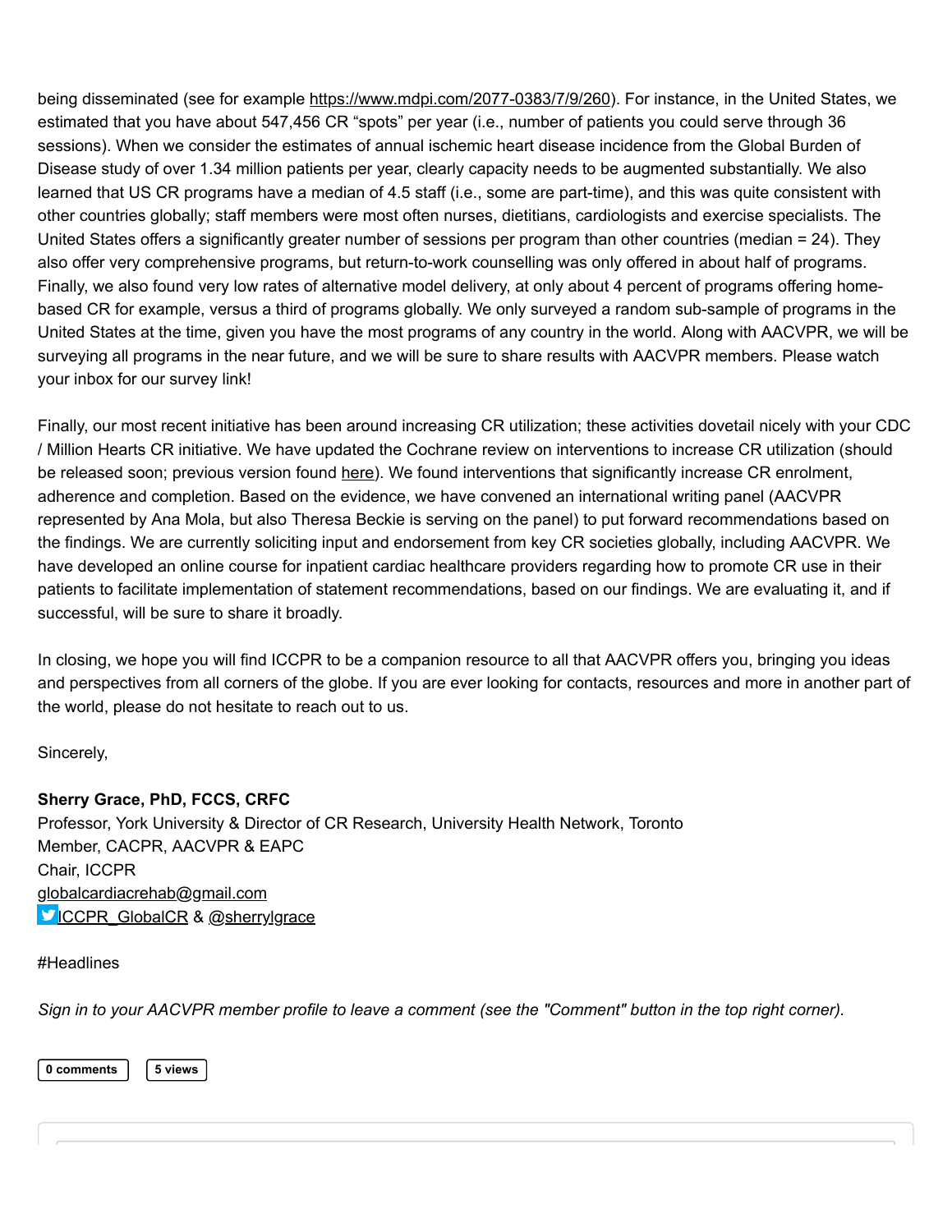being disseminated (see for example https://www.mdpi.com/2077-0383/7/9/260). For instance, in the United States, we estimated that you have about 547,456 CR "spots" per year (i.e., number of patients you could serve through 36 sessions). When we consider the estimates of annual ischemic heart disease incidence from the Global Burden of Disease study of over 1.34 million patients per year, clearly capacity needs to be augmented substantially. We also learned that US CR programs have a median of 4.5 staff (i.e., some are part-time), and this was quite consistent with other countries globally; staff members were most often nurses, dietitians, cardiologists and exercise specialists. The United States offers a significantly greater number of sessions per program than other countries (median = 24). They also offer very comprehensive programs, but return-to-work counselling was only offered in about half of programs. Finally, we also found very low rates of alternative model delivery, at only about 4 percent of programs offering home-based CR for example, versus a third of programs globally. We only surveyed a random sub-sample of programs in the United States at the time, given you have the most programs of any country in the world. Along with AACVPR, we will be surveying all programs in the near future, and we will be sure to share results with AACVPR members. Please watch your inbox for our survey link!

Finally, our most recent initiative has been around increasing CR utilization; these activities dovetail nicely with your CDC / Million Hearts CR initiative. We have updated the Cochrane review on interventions to increase CR utilization (should be released soon; previous version found here). We found interventions that significantly increase CR enrolment, adherence and completion. Based on the evidence, we have convened an international writing panel (AACVPR represented by Ana Mola, but also Theresa Beckie is serving on the panel) to put forward recommendations based on the findings. We are currently soliciting input and endorsement from key CR societies globally, including AACVPR. We have developed an online course for inpatient cardiac healthcare providers regarding how to promote CR use in their patients to facilitate implementation of statement recommendations, based on our findings. We are evaluating it, and if successful, will be sure to share it broadly.

In closing, we hope you will find ICCPR to be a companion resource to all that AACVPR offers you, bringing you ideas and perspectives from all corners of the globe. If you are ever looking for contacts, resources and more in another part of the world, please do not hesitate to reach out to us.

Sincerely,

**Sherry Grace, PhD, FCCS, CRFC**
Professor, York University & Director of CR Research, University Health Network, Toronto
Member, CACPR, AACVPR & EAPC
Chair, ICCPR
globalcardiacrehab@gmail.com
ICCPR_GlobalCR & @sherrylgrace

#Headlines

*Sign in to your AACVPR member profile to leave a comment (see the "Comment" button in the top right corner).*

0 comments | 5 views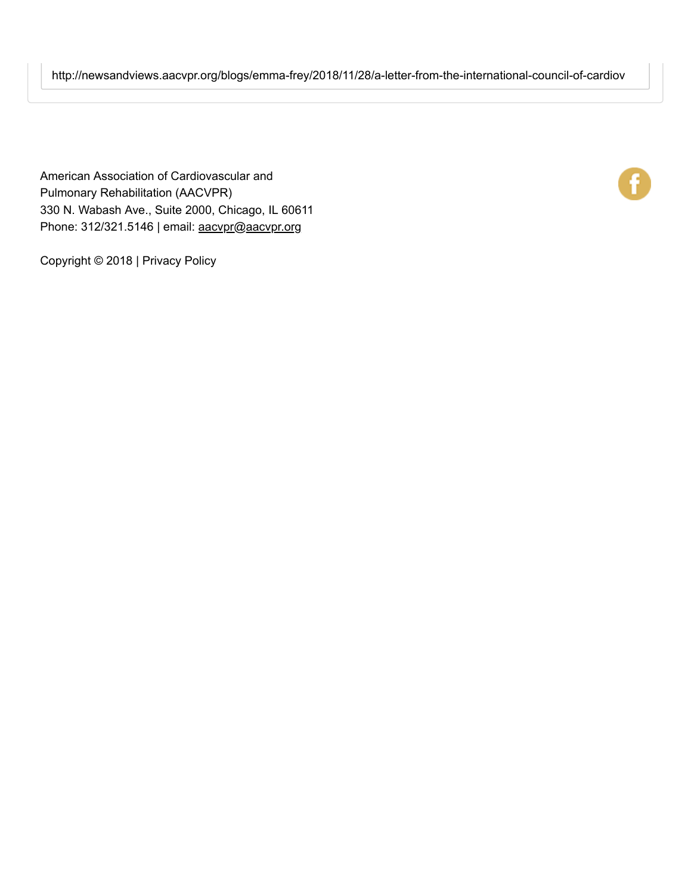http://newsandviews.aacvpr.org/blogs/emma-frey/2018/11/28/a-letter-from-the-international-council-of-cardiov

American Association of Cardiovascular and
Pulmonary Rehabilitation (AACVPR)
330 N. Wabash Ave., Suite 2000, Chicago, IL 60611
Phone: 312/321.5146 | email: aacvpr@aacvpr.org

Copyright © 2018 | Privacy Policy